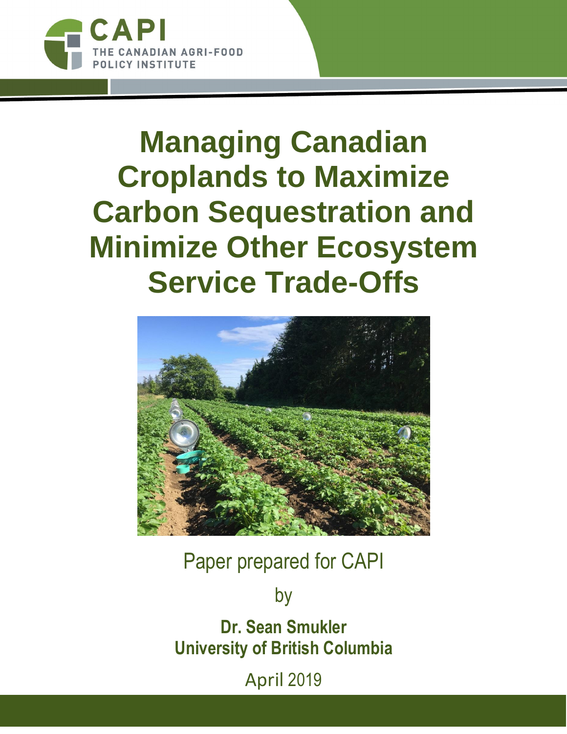CAPI
THE CANADIAN AGRI-FOOD POLICY INSTITUTE

# Managing Canadian Croplands to Maximize Carbon Sequestration and Minimize Other Ecosystem Service Trade-Offs

Paper prepared for CAPI

by

**Dr. Sean Smukler**
**University of British Columbia**

April 2019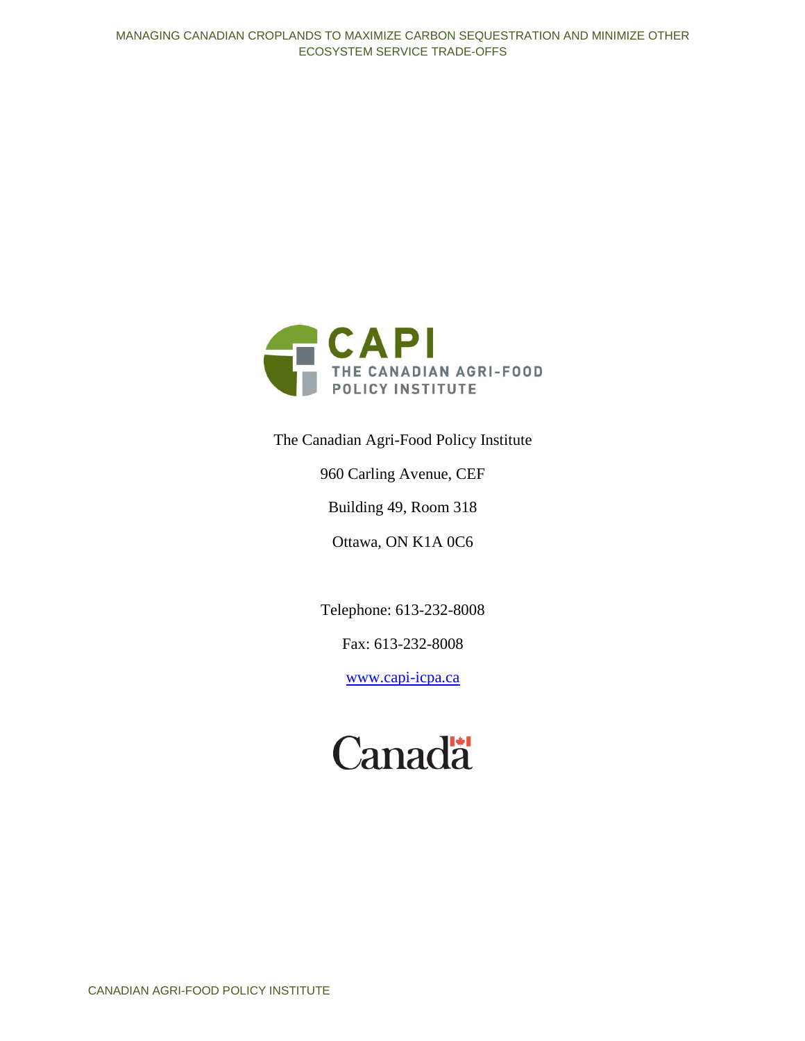CAPI
THE CANADIAN AGRI-FOOD POLICY INSTITUTE

The Canadian Agri-Food Policy Institute

960 Carling Avenue, CEF

Building 49, Room 318

Ottawa, ON K1A 0C6

Telephone: 613-232-8008

Fax: 613-232-8008

www.capi-icpa.ca

Canada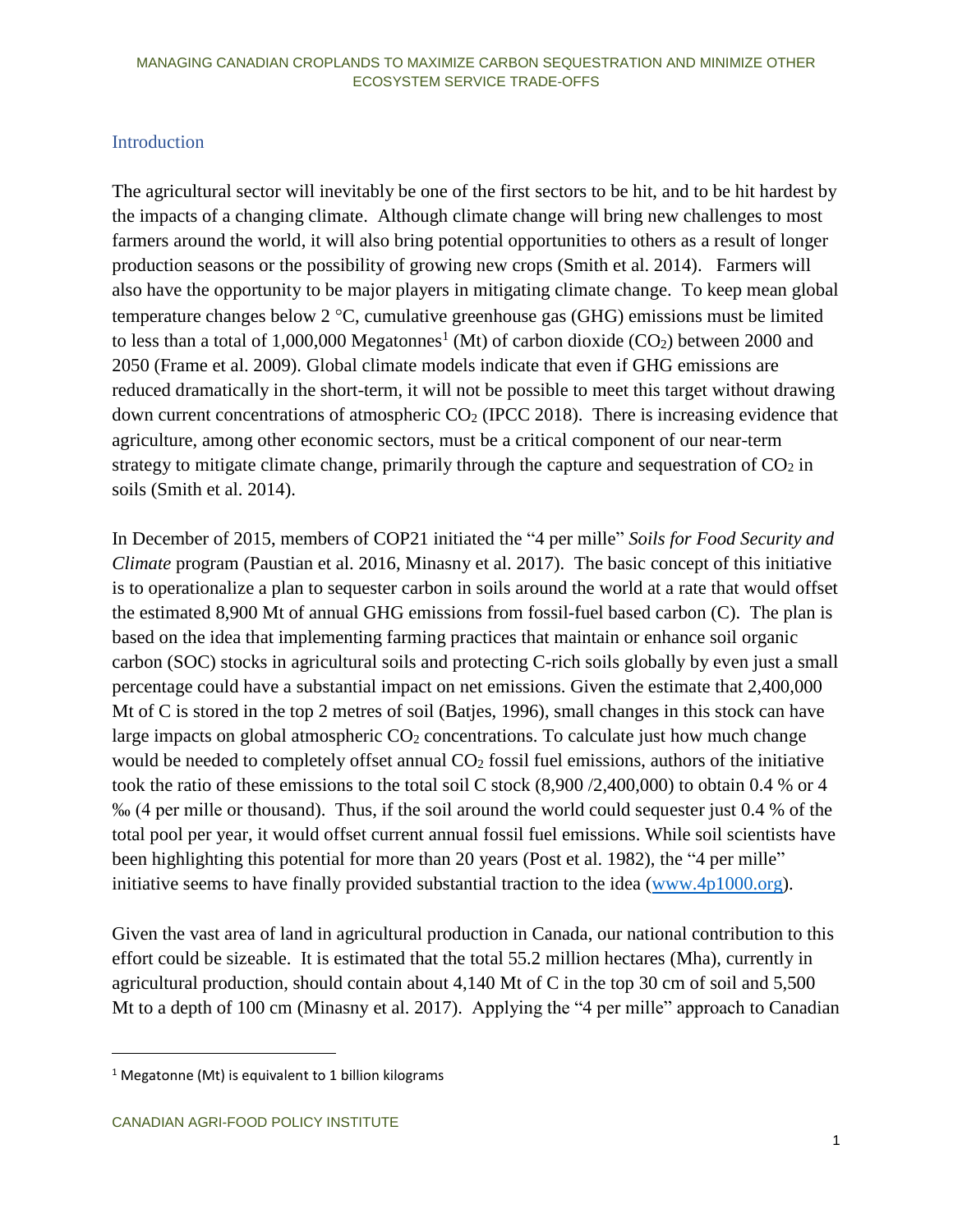## Introduction

The agricultural sector will inevitably be one of the first sectors to be hit, and to be hit hardest by the impacts of a changing climate. Although climate change will bring new challenges to most farmers around the world, it will also bring potential opportunities to others as a result of longer production seasons or the possibility of growing new crops (Smith et al. 2014). Farmers will also have the opportunity to be major players in mitigating climate change. To keep mean global temperature changes below 2 °C, cumulative greenhouse gas (GHG) emissions must be limited to less than a total of 1,000,000 Megatonnes[1] (Mt) of carbon dioxide ($CO_2$) between 2000 and 2050 (Frame et al. 2009). Global climate models indicate that even if GHG emissions are reduced dramatically in the short-term, it will not be possible to meet this target without drawing down current concentrations of atmospheric $CO_2$ (IPCC 2018). There is increasing evidence that agriculture, among other economic sectors, must be a critical component of our near-term strategy to mitigate climate change, primarily through the capture and sequestration of $CO_2$ in soils (Smith et al. 2014).

In December of 2015, members of COP21 initiated the "4 per mille" *Soils for Food Security and Climate* program (Paustian et al. 2016, Minasny et al. 2017). The basic concept of this initiative is to operationalize a plan to sequester carbon in soils around the world at a rate that would offset the estimated 8,900 Mt of annual GHG emissions from fossil-fuel based carbon (C). The plan is based on the idea that implementing farming practices that maintain or enhance soil organic carbon (SOC) stocks in agricultural soils and protecting C-rich soils globally by even just a small percentage could have a substantial impact on net emissions. Given the estimate that 2,400,000 Mt of C is stored in the top 2 metres of soil (Batjes, 1996), small changes in this stock can have large impacts on global atmospheric $CO_2$ concentrations. To calculate just how much change would be needed to completely offset annual $CO_2$ fossil fuel emissions, authors of the initiative took the ratio of these emissions to the total soil C stock (8,900 /2,400,000) to obtain 0.4 % or 4 ‰ (4 per mille or thousand). Thus, if the soil around the world could sequester just 0.4 % of the total pool per year, it would offset current annual fossil fuel emissions. While soil scientists have been highlighting this potential for more than 20 years (Post et al. 1982), the "4 per mille" initiative seems to have finally provided substantial traction to the idea (www.4p1000.org).

Given the vast area of land in agricultural production in Canada, our national contribution to this effort could be sizeable. It is estimated that the total 55.2 million hectares (Mha), currently in agricultural production, should contain about 4,140 Mt of C in the top 30 cm of soil and 5,500 Mt to a depth of 100 cm (Minasny et al. 2017). Applying the "4 per mille" approach to Canadian

[1] Megatonne (Mt) is equivalent to 1 billion kilograms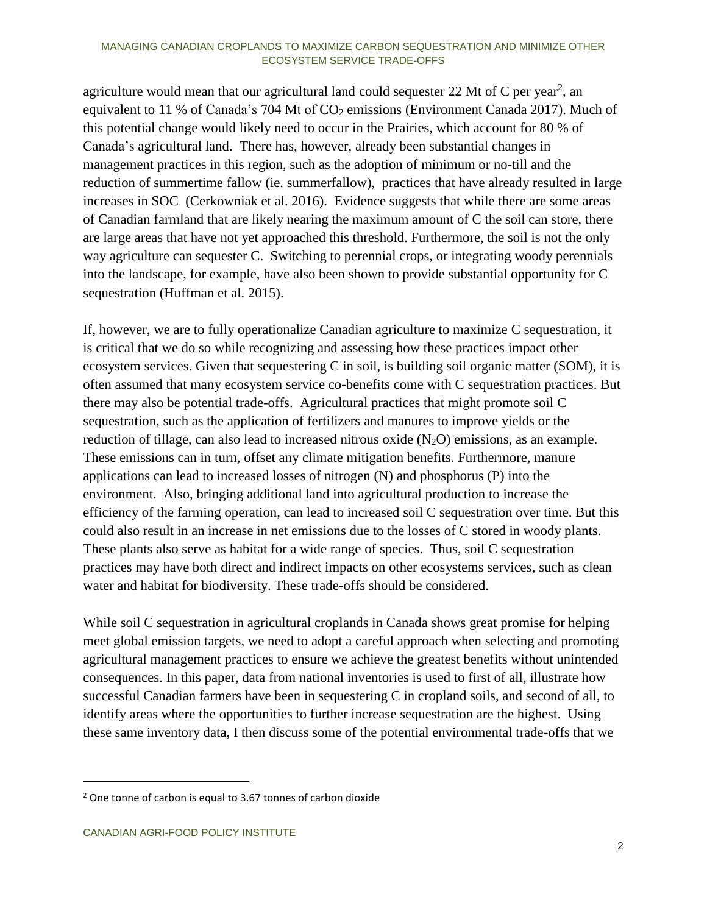agriculture would mean that our agricultural land could sequester 22 Mt of C per year[2], an equivalent to 11 % of Canada's 704 Mt of $CO_2$ emissions (Environment Canada 2017). Much of this potential change would likely need to occur in the Prairies, which account for 80 % of Canada's agricultural land. There has, however, already been substantial changes in management practices in this region, such as the adoption of minimum or no-till and the reduction of summertime fallow (ie. summerfallow), practices that have already resulted in large increases in SOC (Cerkowniak et al. 2016). Evidence suggests that while there are some areas of Canadian farmland that are likely nearing the maximum amount of C the soil can store, there are large areas that have not yet approached this threshold. Furthermore, the soil is not the only way agriculture can sequester C. Switching to perennial crops, or integrating woody perennials into the landscape, for example, have also been shown to provide substantial opportunity for C sequestration (Huffman et al. 2015).

If, however, we are to fully operationalize Canadian agriculture to maximize C sequestration, it is critical that we do so while recognizing and assessing how these practices impact other ecosystem services. Given that sequestering C in soil, is building soil organic matter (SOM), it is often assumed that many ecosystem service co-benefits come with C sequestration practices. But there may also be potential trade-offs. Agricultural practices that might promote soil C sequestration, such as the application of fertilizers and manures to improve yields or the reduction of tillage, can also lead to increased nitrous oxide ($N_2O$) emissions, as an example. These emissions can in turn, offset any climate mitigation benefits. Furthermore, manure applications can lead to increased losses of nitrogen (N) and phosphorus (P) into the environment. Also, bringing additional land into agricultural production to increase the efficiency of the farming operation, can lead to increased soil C sequestration over time. But this could also result in an increase in net emissions due to the losses of C stored in woody plants. These plants also serve as habitat for a wide range of species. Thus, soil C sequestration practices may have both direct and indirect impacts on other ecosystems services, such as clean water and habitat for biodiversity. These trade-offs should be considered.

While soil C sequestration in agricultural croplands in Canada shows great promise for helping meet global emission targets, we need to adopt a careful approach when selecting and promoting agricultural management practices to ensure we achieve the greatest benefits without unintended consequences. In this paper, data from national inventories is used to first of all, illustrate how successful Canadian farmers have been in sequestering C in cropland soils, and second of all, to identify areas where the opportunities to further increase sequestration are the highest. Using these same inventory data, I then discuss some of the potential environmental trade-offs that we

[2] One tonne of carbon is equal to 3.67 tonnes of carbon dioxide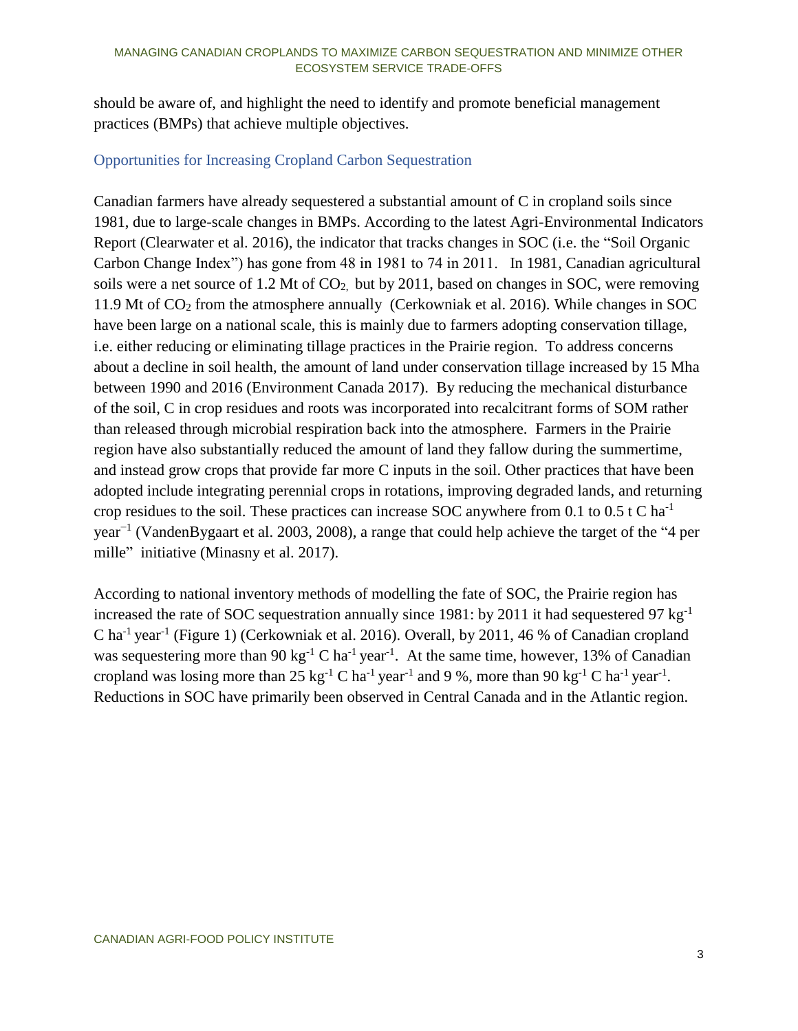should be aware of, and highlight the need to identify and promote beneficial management practices (BMPs) that achieve multiple objectives.

## Opportunities for Increasing Cropland Carbon Sequestration

Canadian farmers have already sequestered a substantial amount of C in cropland soils since 1981, due to large-scale changes in BMPs. According to the latest Agri-Environmental Indicators Report (Clearwater et al. 2016), the indicator that tracks changes in SOC (i.e. the "Soil Organic Carbon Change Index") has gone from 48 in 1981 to 74 in 2011. In 1981, Canadian agricultural soils were a net source of 1.2 Mt of $CO_2$, but by 2011, based on changes in SOC, were removing 11.9 Mt of $CO_2$ from the atmosphere annually (Cerkowniak et al. 2016). While changes in SOC have been large on a national scale, this is mainly due to farmers adopting conservation tillage, i.e. either reducing or eliminating tillage practices in the Prairie region. To address concerns about a decline in soil health, the amount of land under conservation tillage increased by 15 Mha between 1990 and 2016 (Environment Canada 2017). By reducing the mechanical disturbance of the soil, C in crop residues and roots was incorporated into recalcitrant forms of SOM rather than released through microbial respiration back into the atmosphere. Farmers in the Prairie region have also substantially reduced the amount of land they fallow during the summertime, and instead grow crops that provide far more C inputs in the soil. Other practices that have been adopted include integrating perennial crops in rotations, improving degraded lands, and returning crop residues to the soil. These practices can increase SOC anywhere from 0.1 to 0.5 t C $ha^{-1}$ $year^{-1}$ (VandenBygaart et al. 2003, 2008), a range that could help achieve the target of the "4 per mille" initiative (Minasny et al. 2017).

According to national inventory methods of modelling the fate of SOC, the Prairie region has increased the rate of SOC sequestration annually since 1981: by 2011 it had sequestered 97 $kg^{-1}$ C $ha^{-1}$ $year^{-1}$ (Figure 1) (Cerkowniak et al. 2016). Overall, by 2011, 46 % of Canadian cropland was sequestering more than 90 $kg^{-1}$ C $ha^{-1}$ $year^{-1}$. At the same time, however, 13% of Canadian cropland was losing more than 25 $kg^{-1}$ C $ha^{-1}$ $year^{-1}$ and 9 %, more than 90 $kg^{-1}$ C $ha^{-1}$ $year^{-1}$. Reductions in SOC have primarily been observed in Central Canada and in the Atlantic region.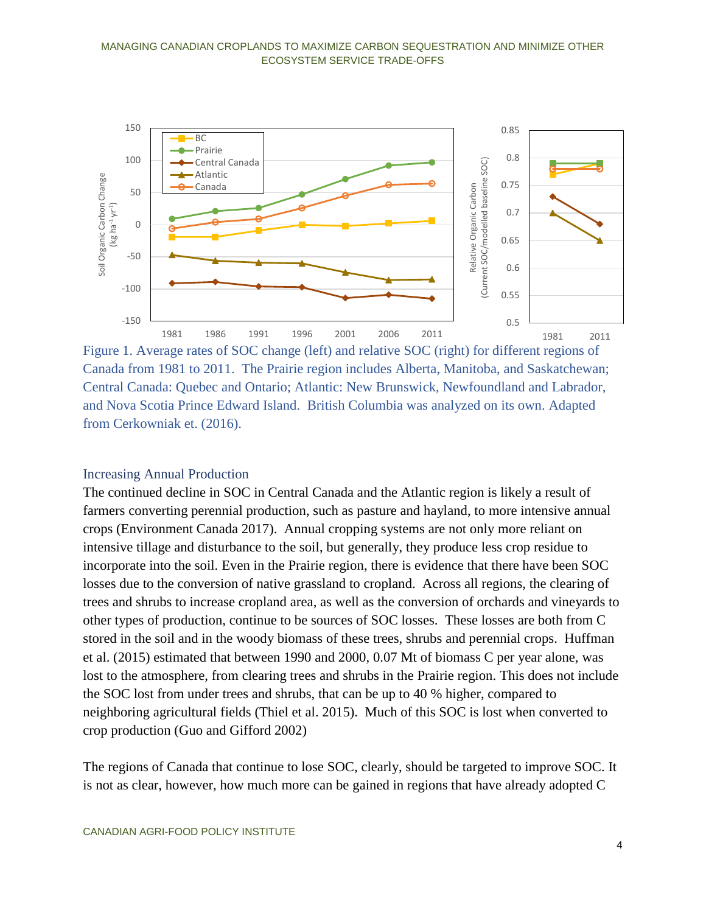Figure 1. Average rates of SOC change (left) and relative SOC (right) for different regions of Canada from 1981 to 2011. The Prairie region includes Alberta, Manitoba, and Saskatchewan; Central Canada: Quebec and Ontario; Atlantic: New Brunswick, Newfoundland and Labrador, and Nova Scotia Prince Edward Island. British Columbia was analyzed on its own. Adapted from Cerkowniak et. (2016).

## Increasing Annual Production

The continued decline in SOC in Central Canada and the Atlantic region is likely a result of farmers converting perennial production, such as pasture and hayland, to more intensive annual crops (Environment Canada 2017). Annual cropping systems are not only more reliant on intensive tillage and disturbance to the soil, but generally, they produce less crop residue to incorporate into the soil. Even in the Prairie region, there is evidence that there have been SOC losses due to the conversion of native grassland to cropland. Across all regions, the clearing of trees and shrubs to increase cropland area, as well as the conversion of orchards and vineyards to other types of production, continue to be sources of SOC losses. These losses are both from C stored in the soil and in the woody biomass of these trees, shrubs and perennial crops. Huffman et al. (2015) estimated that between 1990 and 2000, 0.07 Mt of biomass C per year alone, was lost to the atmosphere, from clearing trees and shrubs in the Prairie region. This does not include the SOC lost from under trees and shrubs, that can be up to 40 % higher, compared to neighboring agricultural fields (Thiel et al. 2015). Much of this SOC is lost when converted to crop production (Guo and Gifford 2002)

The regions of Canada that continue to lose SOC, clearly, should be targeted to improve SOC. It is not as clear, however, how much more can be gained in regions that have already adopted C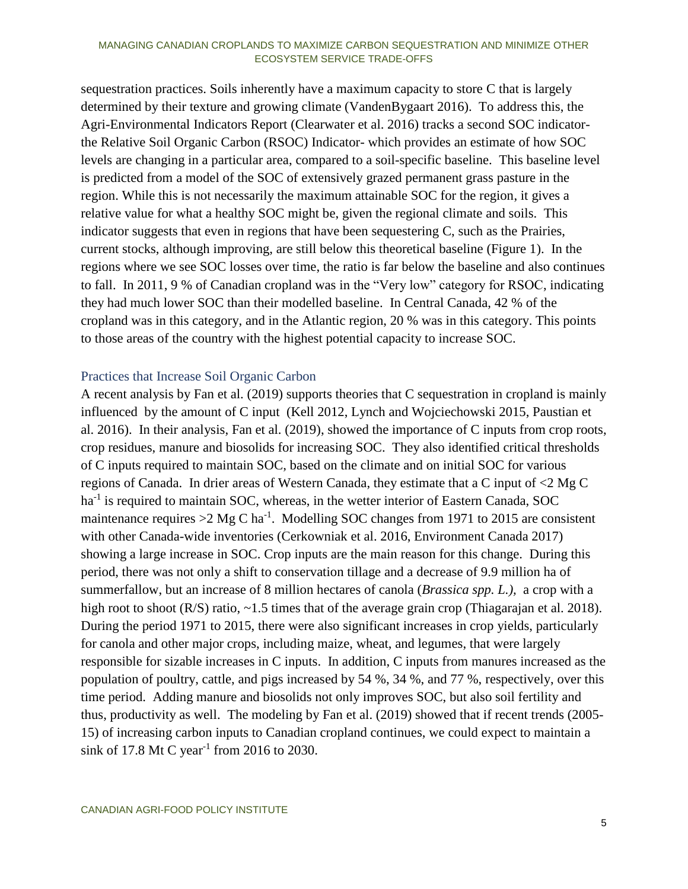sequestration practices. Soils inherently have a maximum capacity to store C that is largely determined by their texture and growing climate (VandenBygaart 2016). To address this, the Agri-Environmental Indicators Report (Clearwater et al. 2016) tracks a second SOC indicator- the Relative Soil Organic Carbon (RSOC) Indicator- which provides an estimate of how SOC levels are changing in a particular area, compared to a soil-specific baseline. This baseline level is predicted from a model of the SOC of extensively grazed permanent grass pasture in the region. While this is not necessarily the maximum attainable SOC for the region, it gives a relative value for what a healthy SOC might be, given the regional climate and soils. This indicator suggests that even in regions that have been sequestering C, such as the Prairies, current stocks, although improving, are still below this theoretical baseline (Figure 1). In the regions where we see SOC losses over time, the ratio is far below the baseline and also continues to fall. In 2011, 9 % of Canadian cropland was in the "Very low" category for RSOC, indicating they had much lower SOC than their modelled baseline. In Central Canada, 42 % of the cropland was in this category, and in the Atlantic region, 20 % was in this category. This points to those areas of the country with the highest potential capacity to increase SOC.

## Practices that Increase Soil Organic Carbon

A recent analysis by Fan et al. (2019) supports theories that C sequestration in cropland is mainly influenced by the amount of C input (Kell 2012, Lynch and Wojciechowski 2015, Paustian et al. 2016). In their analysis, Fan et al. (2019), showed the importance of C inputs from crop roots, crop residues, manure and biosolids for increasing SOC. They also identified critical thresholds of C inputs required to maintain SOC, based on the climate and on initial SOC for various regions of Canada. In drier areas of Western Canada, they estimate that a C input of <2 Mg C $ha^{-1}$ is required to maintain SOC, whereas, in the wetter interior of Eastern Canada, SOC maintenance requires >2 Mg C $ha^{-1}$. Modelling SOC changes from 1971 to 2015 are consistent with other Canada-wide inventories (Cerkowniak et al. 2016, Environment Canada 2017) showing a large increase in SOC. Crop inputs are the main reason for this change. During this period, there was not only a shift to conservation tillage and a decrease of 9.9 million ha of summerfallow, but an increase of 8 million hectares of canola (*Brassica spp. L.),* a crop with a high root to shoot (R/S) ratio, ~1.5 times that of the average grain crop (Thiagarajan et al. 2018). During the period 1971 to 2015, there were also significant increases in crop yields, particularly for canola and other major crops, including maize, wheat, and legumes, that were largely responsible for sizable increases in C inputs. In addition, C inputs from manures increased as the population of poultry, cattle, and pigs increased by 54 %, 34 %, and 77 %, respectively, over this time period. Adding manure and biosolids not only improves SOC, but also soil fertility and thus, productivity as well. The modeling by Fan et al. (2019) showed that if recent trends (2005-15) of increasing carbon inputs to Canadian cropland continues, we could expect to maintain a sink of 17.8 Mt C $year^{-1}$ from 2016 to 2030.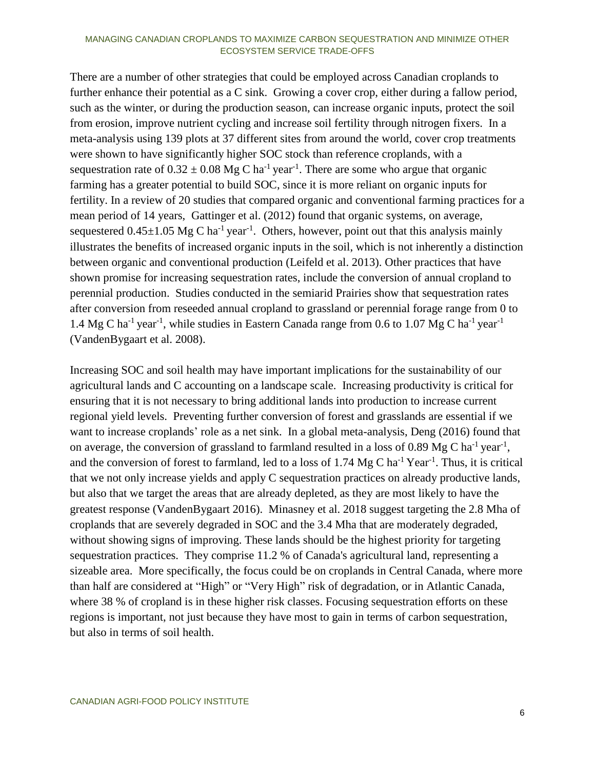There are a number of other strategies that could be employed across Canadian croplands to further enhance their potential as a C sink. Growing a cover crop, either during a fallow period, such as the winter, or during the production season, can increase organic inputs, protect the soil from erosion, improve nutrient cycling and increase soil fertility through nitrogen fixers. In a meta-analysis using 139 plots at 37 different sites from around the world, cover crop treatments were shown to have significantly higher SOC stock than reference croplands, with a sequestration rate of $0.32 \pm 0.08$ Mg C $ha^{-1}$ $year^{-1}$. There are some who argue that organic farming has a greater potential to build SOC, since it is more reliant on organic inputs for fertility. In a review of 20 studies that compared organic and conventional farming practices for a mean period of 14 years, Gattinger et al. (2012) found that organic systems, on average, sequestered $0.45 \pm 1.05$ Mg C $ha^{-1}$ $year^{-1}$. Others, however, point out that this analysis mainly illustrates the benefits of increased organic inputs in the soil, which is not inherently a distinction between organic and conventional production (Leifeld et al. 2013). Other practices that have shown promise for increasing sequestration rates, include the conversion of annual cropland to perennial production. Studies conducted in the semiarid Prairies show that sequestration rates after conversion from reseeded annual cropland to grassland or perennial forage range from 0 to 1.4 Mg C $ha^{-1}$ $year^{-1}$, while studies in Eastern Canada range from 0.6 to 1.07 Mg C $ha^{-1}$ $year^{-1}$ (VandenBygaart et al. 2008).

Increasing SOC and soil health may have important implications for the sustainability of our agricultural lands and C accounting on a landscape scale. Increasing productivity is critical for ensuring that it is not necessary to bring additional lands into production to increase current regional yield levels. Preventing further conversion of forest and grasslands are essential if we want to increase croplands' role as a net sink. In a global meta-analysis, Deng (2016) found that on average, the conversion of grassland to farmland resulted in a loss of 0.89 Mg C $ha^{-1}$ $year^{-1}$, and the conversion of forest to farmland, led to a loss of 1.74 Mg C $ha^{-1}$ $Year^{-1}$. Thus, it is critical that we not only increase yields and apply C sequestration practices on already productive lands, but also that we target the areas that are already depleted, as they are most likely to have the greatest response (VandenBygaart 2016). Minasney et al. 2018 suggest targeting the 2.8 Mha of croplands that are severely degraded in SOC and the 3.4 Mha that are moderately degraded, without showing signs of improving. These lands should be the highest priority for targeting sequestration practices. They comprise 11.2 % of Canada's agricultural land, representing a sizeable area. More specifically, the focus could be on croplands in Central Canada, where more than half are considered at "High" or "Very High" risk of degradation, or in Atlantic Canada, where 38 % of cropland is in these higher risk classes. Focusing sequestration efforts on these regions is important, not just because they have most to gain in terms of carbon sequestration, but also in terms of soil health.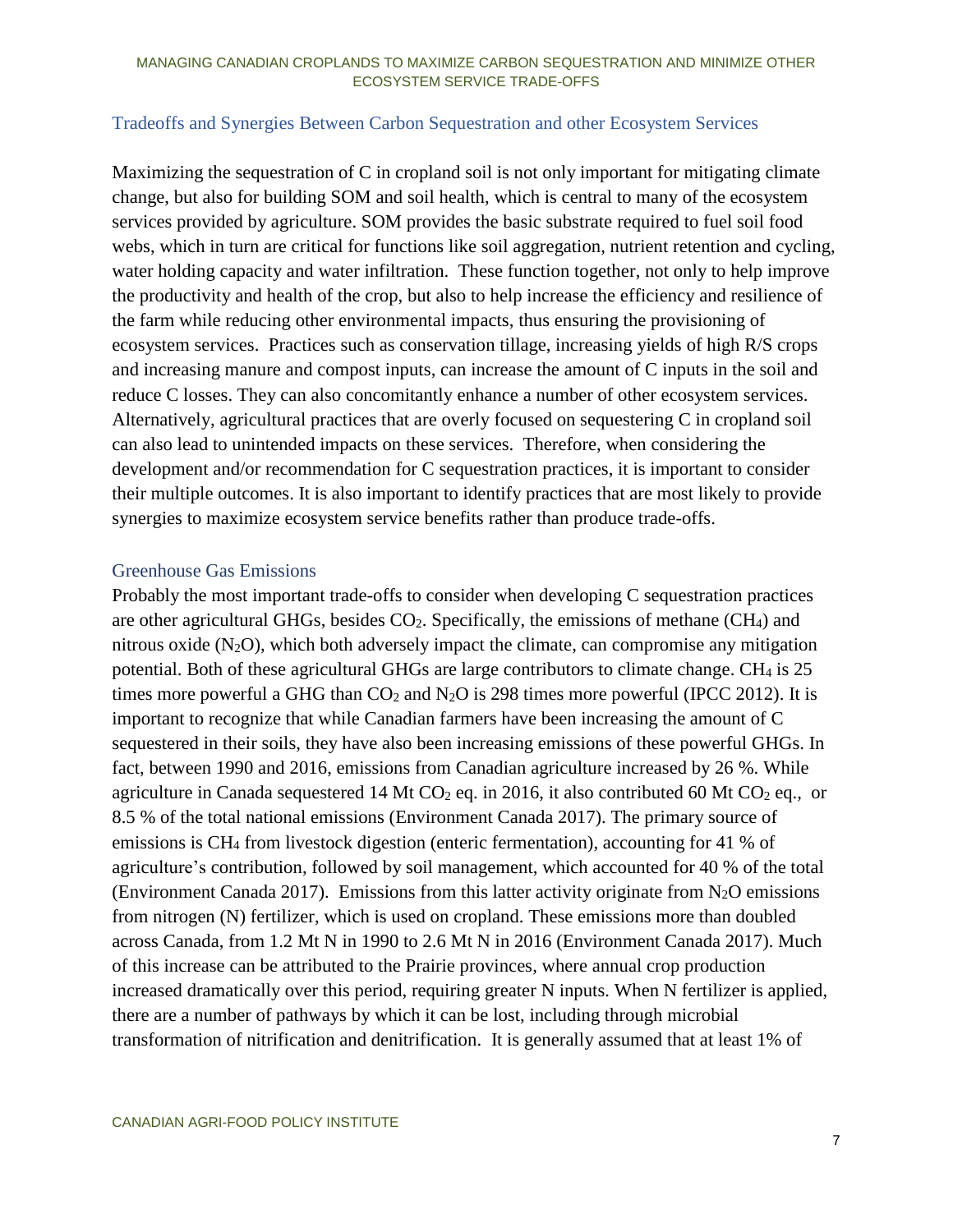## Tradeoffs and Synergies Between Carbon Sequestration and other Ecosystem Services

Maximizing the sequestration of C in cropland soil is not only important for mitigating climate change, but also for building SOM and soil health, which is central to many of the ecosystem services provided by agriculture. SOM provides the basic substrate required to fuel soil food webs, which in turn are critical for functions like soil aggregation, nutrient retention and cycling, water holding capacity and water infiltration. These function together, not only to help improve the productivity and health of the crop, but also to help increase the efficiency and resilience of the farm while reducing other environmental impacts, thus ensuring the provisioning of ecosystem services. Practices such as conservation tillage, increasing yields of high R/S crops and increasing manure and compost inputs, can increase the amount of C inputs in the soil and reduce C losses. They can also concomitantly enhance a number of other ecosystem services. Alternatively, agricultural practices that are overly focused on sequestering C in cropland soil can also lead to unintended impacts on these services. Therefore, when considering the development and/or recommendation for C sequestration practices, it is important to consider their multiple outcomes. It is also important to identify practices that are most likely to provide synergies to maximize ecosystem service benefits rather than produce trade-offs.

### Greenhouse Gas Emissions

Probably the most important trade-offs to consider when developing C sequestration practices are other agricultural GHGs, besides $CO_2$. Specifically, the emissions of methane ($CH_4$) and nitrous oxide ($N_2O$), which both adversely impact the climate, can compromise any mitigation potential. Both of these agricultural GHGs are large contributors to climate change. $CH_4$ is 25 times more powerful a GHG than $CO_2$ and $N_2O$ is 298 times more powerful (IPCC 2012). It is important to recognize that while Canadian farmers have been increasing the amount of C sequestered in their soils, they have also been increasing emissions of these powerful GHGs. In fact, between 1990 and 2016, emissions from Canadian agriculture increased by 26 %. While agriculture in Canada sequestered 14 Mt $CO_2$ eq. in 2016, it also contributed 60 Mt $CO_2$ eq., or 8.5 % of the total national emissions (Environment Canada 2017). The primary source of emissions is $CH_4$ from livestock digestion (enteric fermentation), accounting for 41 % of agriculture's contribution, followed by soil management, which accounted for 40 % of the total (Environment Canada 2017). Emissions from this latter activity originate from $N_2O$ emissions from nitrogen (N) fertilizer, which is used on cropland. These emissions more than doubled across Canada, from 1.2 Mt N in 1990 to 2.6 Mt N in 2016 (Environment Canada 2017). Much of this increase can be attributed to the Prairie provinces, where annual crop production increased dramatically over this period, requiring greater N inputs. When N fertilizer is applied, there are a number of pathways by which it can be lost, including through microbial transformation of nitrification and denitrification. It is generally assumed that at least 1% of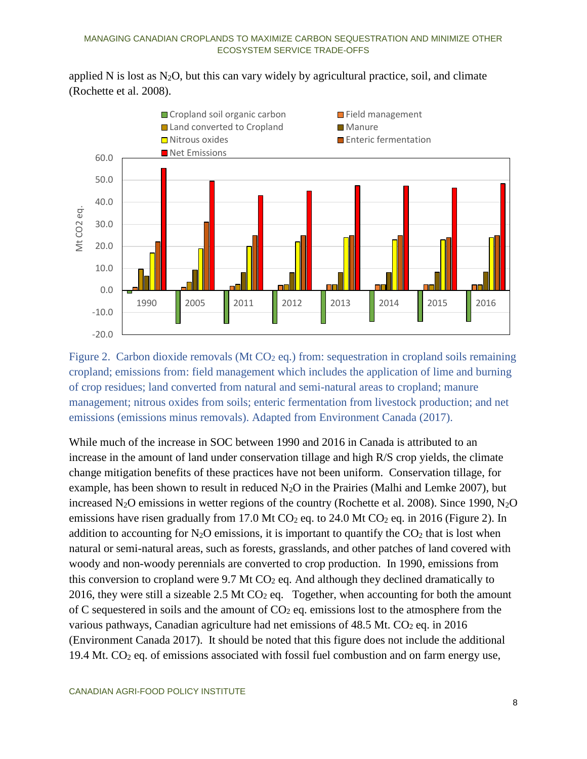applied N is lost as $N_2O$, but this can vary widely by agricultural practice, soil, and climate (Rochette et al. 2008).

Figure 2. Carbon dioxide removals (Mt $CO_2$ eq.) from: sequestration in cropland soils remaining cropland; emissions from: field management which includes the application of lime and burning of crop residues; land converted from natural and semi-natural areas to cropland; manure management; nitrous oxides from soils; enteric fermentation from livestock production; and net emissions (emissions minus removals). Adapted from Environment Canada (2017).

While much of the increase in SOC between 1990 and 2016 in Canada is attributed to an increase in the amount of land under conservation tillage and high R/S crop yields, the climate change mitigation benefits of these practices have not been uniform. Conservation tillage, for example, has been shown to result in reduced $N_2O$ in the Prairies (Malhi and Lemke 2007), but increased $N_2O$ emissions in wetter regions of the country (Rochette et al. 2008). Since 1990, $N_2O$ emissions have risen gradually from 17.0 Mt $CO_2$ eq. to 24.0 Mt $CO_2$ eq. in 2016 (Figure 2). In addition to accounting for $N_2O$ emissions, it is important to quantify the $CO_2$ that is lost when natural or semi-natural areas, such as forests, grasslands, and other patches of land covered with woody and non-woody perennials are converted to crop production. In 1990, emissions from this conversion to cropland were 9.7 Mt $CO_2$ eq. And although they declined dramatically to 2016, they were still a sizeable 2.5 Mt $CO_2$ eq. Together, when accounting for both the amount of C sequestered in soils and the amount of $CO_2$ eq. emissions lost to the atmosphere from the various pathways, Canadian agriculture had net emissions of 48.5 Mt. $CO_2$ eq. in 2016 (Environment Canada 2017). It should be noted that this figure does not include the additional 19.4 Mt. $CO_2$ eq. of emissions associated with fossil fuel combustion and on farm energy use,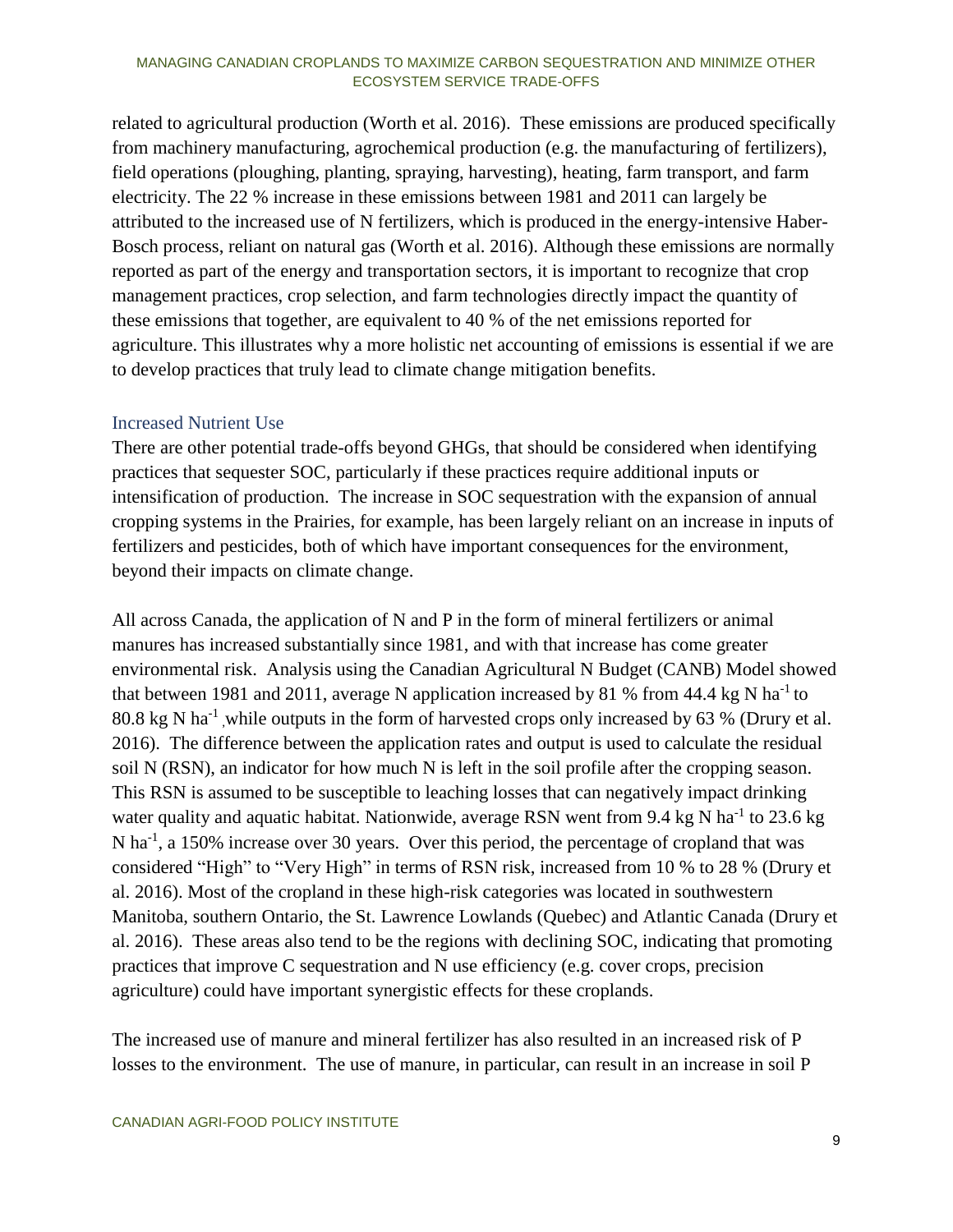related to agricultural production (Worth et al. 2016). These emissions are produced specifically from machinery manufacturing, agrochemical production (e.g. the manufacturing of fertilizers), field operations (ploughing, planting, spraying, harvesting), heating, farm transport, and farm electricity. The 22 % increase in these emissions between 1981 and 2011 can largely be attributed to the increased use of N fertilizers, which is produced in the energy-intensive Haber-Bosch process, reliant on natural gas (Worth et al. 2016). Although these emissions are normally reported as part of the energy and transportation sectors, it is important to recognize that crop management practices, crop selection, and farm technologies directly impact the quantity of these emissions that together, are equivalent to 40 % of the net emissions reported for agriculture. This illustrates why a more holistic net accounting of emissions is essential if we are to develop practices that truly lead to climate change mitigation benefits.

### Increased Nutrient Use

There are other potential trade-offs beyond GHGs, that should be considered when identifying practices that sequester SOC, particularly if these practices require additional inputs or intensification of production. The increase in SOC sequestration with the expansion of annual cropping systems in the Prairies, for example, has been largely reliant on an increase in inputs of fertilizers and pesticides, both of which have important consequences for the environment, beyond their impacts on climate change.

All across Canada, the application of N and P in the form of mineral fertilizers or animal manures has increased substantially since 1981, and with that increase has come greater environmental risk. Analysis using the Canadian Agricultural N Budget (CANB) Model showed that between 1981 and 2011, average N application increased by 81 % from 44.4 kg N $ha^{-1}$ to 80.8 kg N $ha^{-1}$ ,while outputs in the form of harvested crops only increased by 63 % (Drury et al. 2016). The difference between the application rates and output is used to calculate the residual soil N (RSN), an indicator for how much N is left in the soil profile after the cropping season. This RSN is assumed to be susceptible to leaching losses that can negatively impact drinking water quality and aquatic habitat. Nationwide, average RSN went from 9.4 kg N $ha^{-1}$ to 23.6 kg N $ha^{-1}$, a 150% increase over 30 years. Over this period, the percentage of cropland that was considered "High" to "Very High" in terms of RSN risk, increased from 10 % to 28 % (Drury et al. 2016). Most of the cropland in these high-risk categories was located in southwestern Manitoba, southern Ontario, the St. Lawrence Lowlands (Quebec) and Atlantic Canada (Drury et al. 2016). These areas also tend to be the regions with declining SOC, indicating that promoting practices that improve C sequestration and N use efficiency (e.g. cover crops, precision agriculture) could have important synergistic effects for these croplands.

The increased use of manure and mineral fertilizer has also resulted in an increased risk of P losses to the environment. The use of manure, in particular, can result in an increase in soil P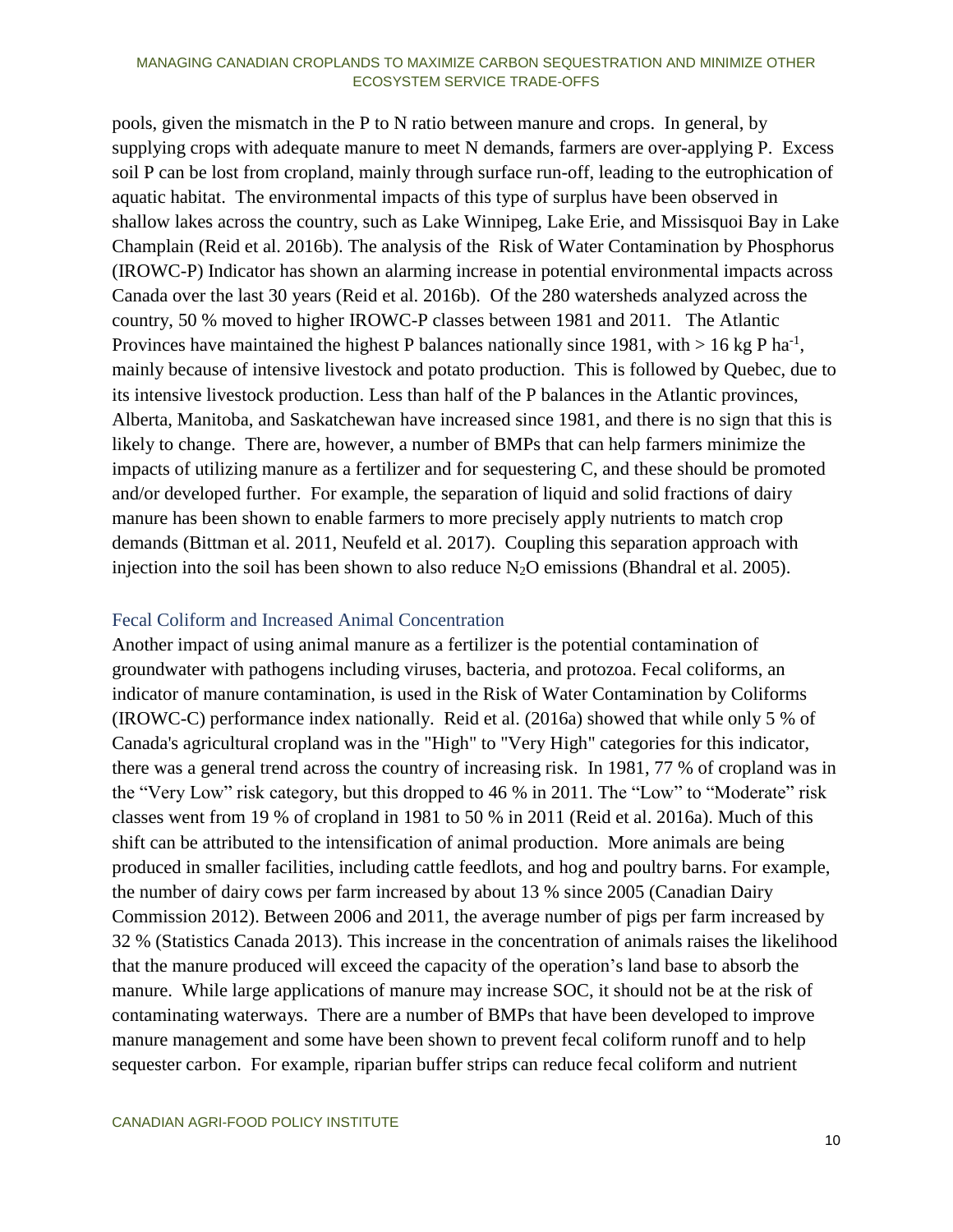pools, given the mismatch in the P to N ratio between manure and crops. In general, by supplying crops with adequate manure to meet N demands, farmers are over-applying P. Excess soil P can be lost from cropland, mainly through surface run-off, leading to the eutrophication of aquatic habitat. The environmental impacts of this type of surplus have been observed in shallow lakes across the country, such as Lake Winnipeg, Lake Erie, and Missisquoi Bay in Lake Champlain (Reid et al. 2016b). The analysis of the Risk of Water Contamination by Phosphorus (IROWC-P) Indicator has shown an alarming increase in potential environmental impacts across Canada over the last 30 years (Reid et al. 2016b). Of the 280 watersheds analyzed across the country, 50 % moved to higher IROWC-P classes between 1981 and 2011. The Atlantic Provinces have maintained the highest P balances nationally since 1981, with > 16 kg P $ha^{-1}$, mainly because of intensive livestock and potato production. This is followed by Quebec, due to its intensive livestock production. Less than half of the P balances in the Atlantic provinces, Alberta, Manitoba, and Saskatchewan have increased since 1981, and there is no sign that this is likely to change. There are, however, a number of BMPs that can help farmers minimize the impacts of utilizing manure as a fertilizer and for sequestering C, and these should be promoted and/or developed further. For example, the separation of liquid and solid fractions of dairy manure has been shown to enable farmers to more precisely apply nutrients to match crop demands (Bittman et al. 2011, Neufeld et al. 2017). Coupling this separation approach with injection into the soil has been shown to also reduce $N_2O$ emissions (Bhandral et al. 2005).

## Fecal Coliform and Increased Animal Concentration

Another impact of using animal manure as a fertilizer is the potential contamination of groundwater with pathogens including viruses, bacteria, and protozoa. Fecal coliforms, an indicator of manure contamination, is used in the Risk of Water Contamination by Coliforms (IROWC-C) performance index nationally. Reid et al. (2016a) showed that while only 5 % of Canada's agricultural cropland was in the "High" to "Very High" categories for this indicator, there was a general trend across the country of increasing risk. In 1981, 77 % of cropland was in the "Very Low" risk category, but this dropped to 46 % in 2011. The "Low" to "Moderate" risk classes went from 19 % of cropland in 1981 to 50 % in 2011 (Reid et al. 2016a). Much of this shift can be attributed to the intensification of animal production. More animals are being produced in smaller facilities, including cattle feedlots, and hog and poultry barns. For example, the number of dairy cows per farm increased by about 13 % since 2005 (Canadian Dairy Commission 2012). Between 2006 and 2011, the average number of pigs per farm increased by 32 % (Statistics Canada 2013). This increase in the concentration of animals raises the likelihood that the manure produced will exceed the capacity of the operation's land base to absorb the manure. While large applications of manure may increase SOC, it should not be at the risk of contaminating waterways. There are a number of BMPs that have been developed to improve manure management and some have been shown to prevent fecal coliform runoff and to help sequester carbon. For example, riparian buffer strips can reduce fecal coliform and nutrient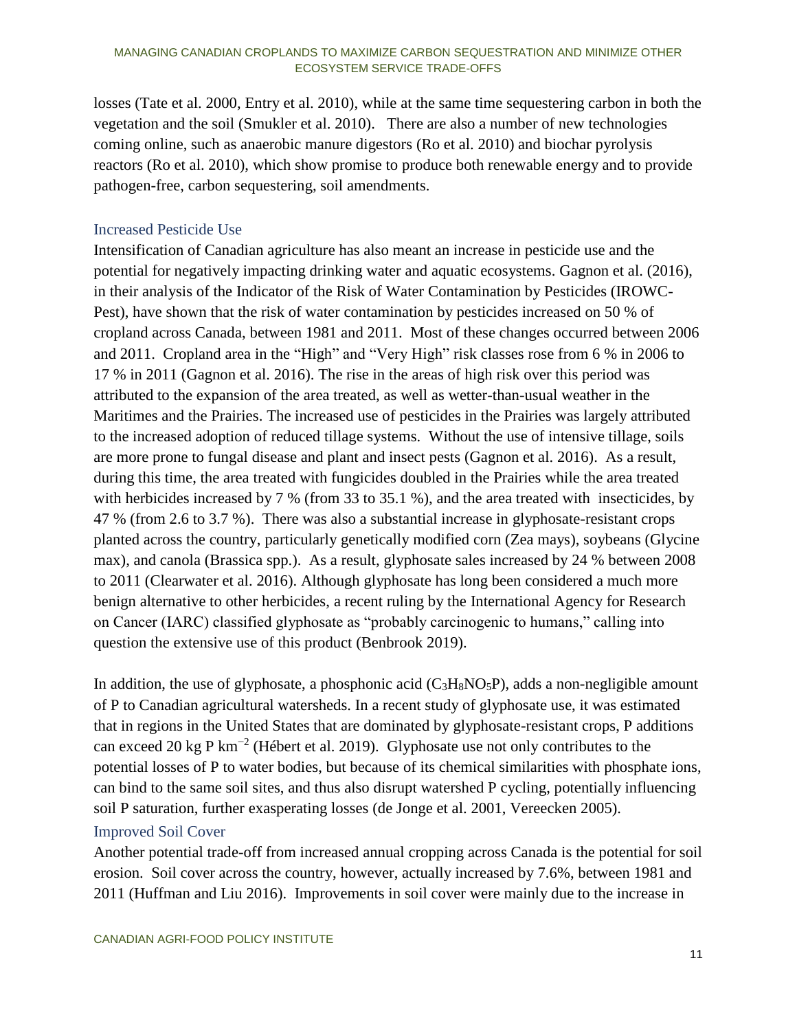losses (Tate et al. 2000, Entry et al. 2010), while at the same time sequestering carbon in both the vegetation and the soil (Smukler et al. 2010). There are also a number of new technologies coming online, such as anaerobic manure digestors (Ro et al. 2010) and biochar pyrolysis reactors (Ro et al. 2010), which show promise to produce both renewable energy and to provide pathogen-free, carbon sequestering, soil amendments.

### Increased Pesticide Use

Intensification of Canadian agriculture has also meant an increase in pesticide use and the potential for negatively impacting drinking water and aquatic ecosystems. Gagnon et al. (2016), in their analysis of the Indicator of the Risk of Water Contamination by Pesticides (IROWC-Pest), have shown that the risk of water contamination by pesticides increased on 50 % of cropland across Canada, between 1981 and 2011. Most of these changes occurred between 2006 and 2011. Cropland area in the "High" and "Very High" risk classes rose from 6 % in 2006 to 17 % in 2011 (Gagnon et al. 2016). The rise in the areas of high risk over this period was attributed to the expansion of the area treated, as well as wetter-than-usual weather in the Maritimes and the Prairies. The increased use of pesticides in the Prairies was largely attributed to the increased adoption of reduced tillage systems. Without the use of intensive tillage, soils are more prone to fungal disease and plant and insect pests (Gagnon et al. 2016). As a result, during this time, the area treated with fungicides doubled in the Prairies while the area treated with herbicides increased by 7 % (from 33 to 35.1 %), and the area treated with insecticides, by 47 % (from 2.6 to 3.7 %). There was also a substantial increase in glyphosate-resistant crops planted across the country, particularly genetically modified corn (Zea mays), soybeans (Glycine max), and canola (Brassica spp.). As a result, glyphosate sales increased by 24 % between 2008 to 2011 (Clearwater et al. 2016). Although glyphosate has long been considered a much more benign alternative to other herbicides, a recent ruling by the International Agency for Research on Cancer (IARC) classified glyphosate as "probably carcinogenic to humans," calling into question the extensive use of this product (Benbrook 2019).

In addition, the use of glyphosate, a phosphonic acid ($C_3H_8NO_5P$), adds a non-negligible amount of P to Canadian agricultural watersheds. In a recent study of glyphosate use, it was estimated that in regions in the United States that are dominated by glyphosate-resistant crops, P additions can exceed 20 kg P $km^{-2}$ (Hébert et al. 2019). Glyphosate use not only contributes to the potential losses of P to water bodies, but because of its chemical similarities with phosphate ions, can bind to the same soil sites, and thus also disrupt watershed P cycling, potentially influencing soil P saturation, further exasperating losses (de Jonge et al. 2001, Vereecken 2005).

### Improved Soil Cover

Another potential trade-off from increased annual cropping across Canada is the potential for soil erosion. Soil cover across the country, however, actually increased by 7.6%, between 1981 and 2011 (Huffman and Liu 2016). Improvements in soil cover were mainly due to the increase in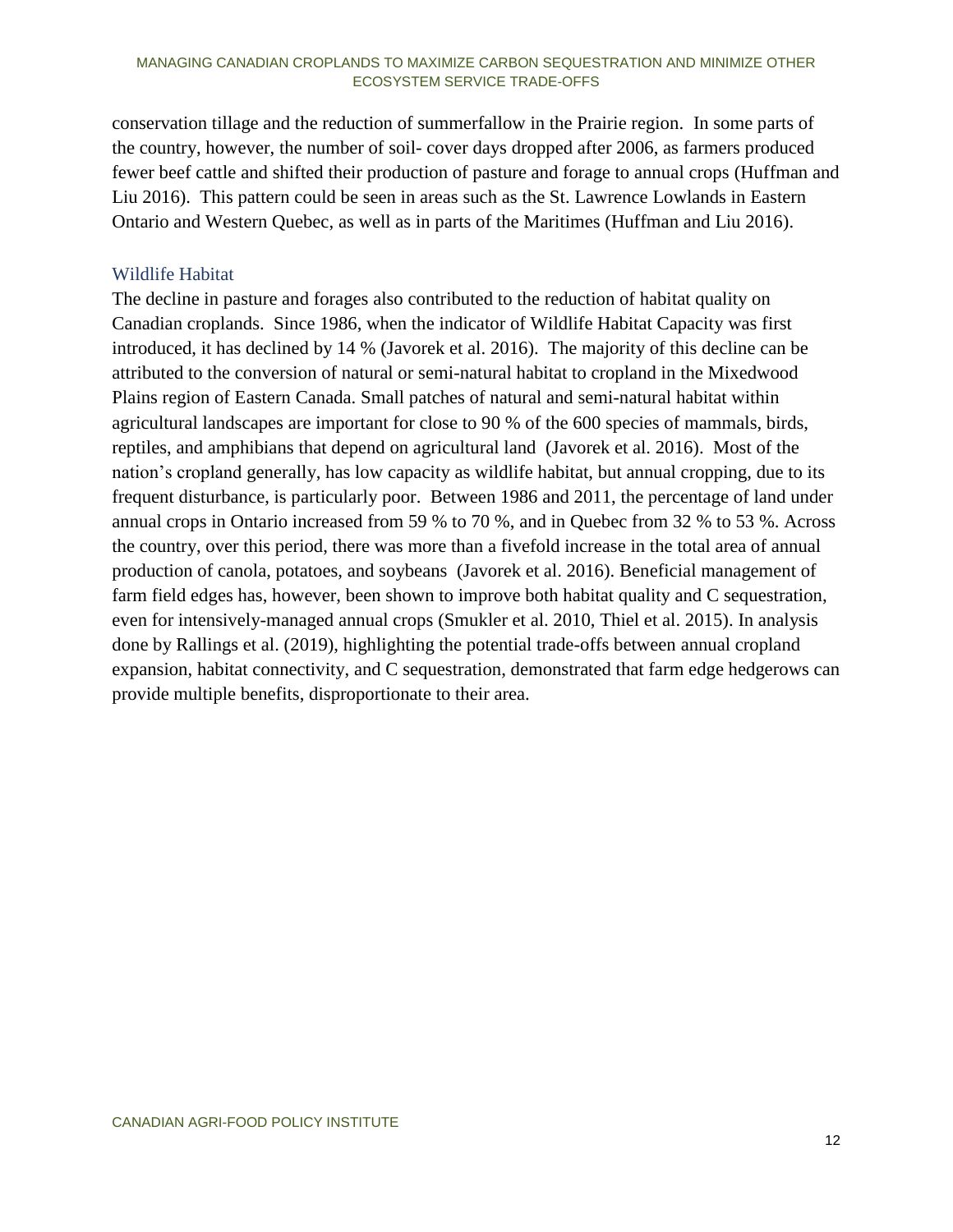conservation tillage and the reduction of summerfallow in the Prairie region. In some parts of the country, however, the number of soil- cover days dropped after 2006, as farmers produced fewer beef cattle and shifted their production of pasture and forage to annual crops (Huffman and Liu 2016). This pattern could be seen in areas such as the St. Lawrence Lowlands in Eastern Ontario and Western Quebec, as well as in parts of the Maritimes (Huffman and Liu 2016).

## Wildlife Habitat

The decline in pasture and forages also contributed to the reduction of habitat quality on Canadian croplands. Since 1986, when the indicator of Wildlife Habitat Capacity was first introduced, it has declined by 14 % (Javorek et al. 2016). The majority of this decline can be attributed to the conversion of natural or semi-natural habitat to cropland in the Mixedwood Plains region of Eastern Canada. Small patches of natural and semi-natural habitat within agricultural landscapes are important for close to 90 % of the 600 species of mammals, birds, reptiles, and amphibians that depend on agricultural land (Javorek et al. 2016). Most of the nation's cropland generally, has low capacity as wildlife habitat, but annual cropping, due to its frequent disturbance, is particularly poor. Between 1986 and 2011, the percentage of land under annual crops in Ontario increased from 59 % to 70 %, and in Quebec from 32 % to 53 %. Across the country, over this period, there was more than a fivefold increase in the total area of annual production of canola, potatoes, and soybeans (Javorek et al. 2016). Beneficial management of farm field edges has, however, been shown to improve both habitat quality and C sequestration, even for intensively-managed annual crops (Smukler et al. 2010, Thiel et al. 2015). In analysis done by Rallings et al. (2019), highlighting the potential trade-offs between annual cropland expansion, habitat connectivity, and C sequestration, demonstrated that farm edge hedgerows can provide multiple benefits, disproportionate to their area.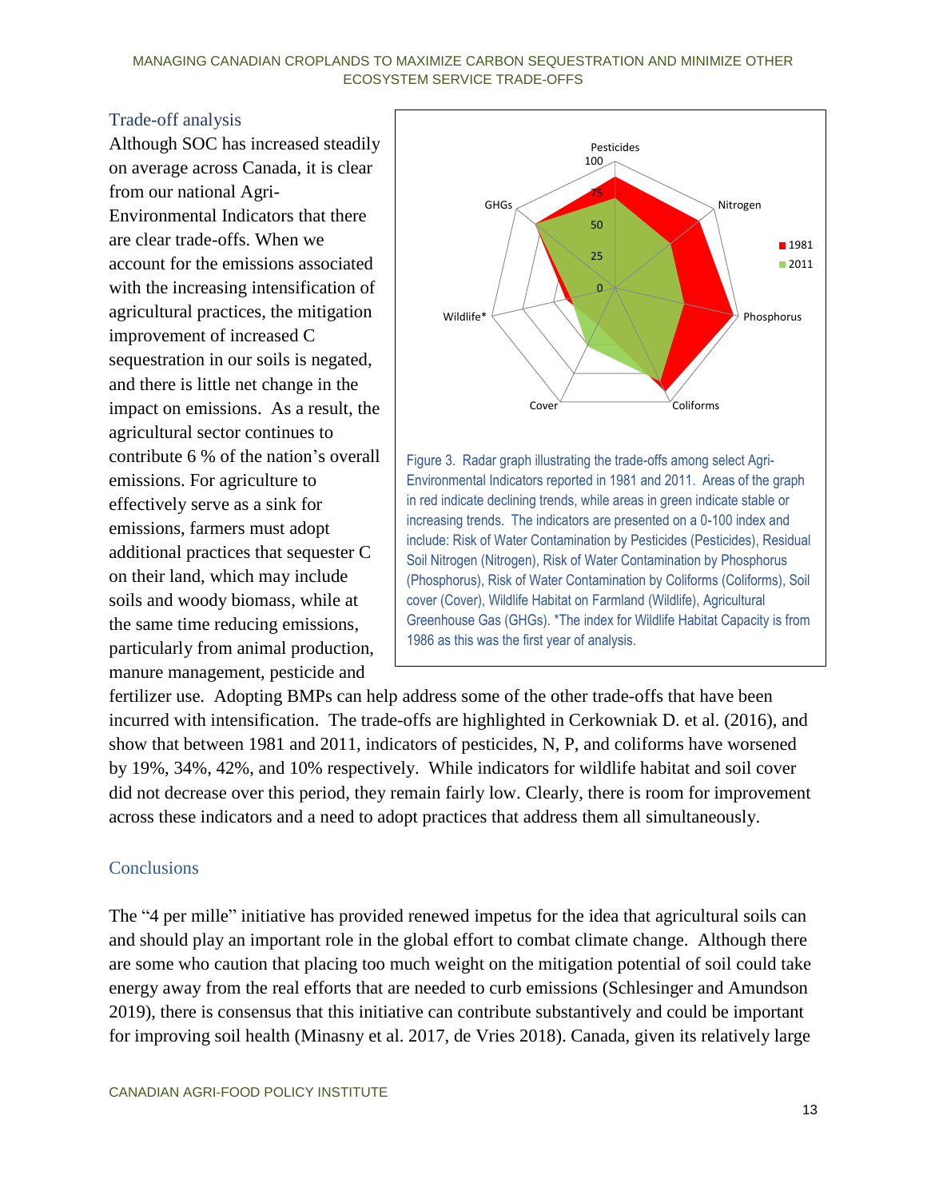## Trade-off analysis

Although SOC has increased steadily on average across Canada, it is clear from our national Agri-Environmental Indicators that there are clear trade-offs. When we account for the emissions associated with the increasing intensification of agricultural practices, the mitigation improvement of increased C sequestration in our soils is negated, and there is little net change in the impact on emissions. As a result, the agricultural sector continues to contribute 6 % of the nation's overall emissions. For agriculture to effectively serve as a sink for emissions, farmers must adopt additional practices that sequester C on their land, which may include soils and woody biomass, while at the same time reducing emissions, particularly from animal production, manure management, pesticide and fertilizer use. Adopting BMPs can help address some of the other trade-offs that have been incurred with intensification. The trade-offs are highlighted in Cerkowniak D. et al. (2016), and show that between 1981 and 2011, indicators of pesticides, N, P, and coliforms have worsened by 19%, 34%, 42%, and 10% respectively. While indicators for wildlife habitat and soil cover did not decrease over this period, they remain fairly low. Clearly, there is room for improvement across these indicators and a need to adopt practices that address them all simultaneously.

Figure 3. Radar graph illustrating the trade-offs among select Agri-Environmental Indicators reported in 1981 and 2011. Areas of the graph in red indicate declining trends, while areas in green indicate stable or increasing trends. The indicators are presented on a 0-100 index and include: Risk of Water Contamination by Pesticides (Pesticides), Residual Soil Nitrogen (Nitrogen), Risk of Water Contamination by Phosphorus (Phosphorus), Risk of Water Contamination by Coliforms (Coliforms), Soil cover (Cover), Wildlife Habitat on Farmland (Wildlife), Agricultural Greenhouse Gas (GHGs). *The index for Wildlife Habitat Capacity is from 1986 as this was the first year of analysis.

## Conclusions

The "4 per mille" initiative has provided renewed impetus for the idea that agricultural soils can and should play an important role in the global effort to combat climate change. Although there are some who caution that placing too much weight on the mitigation potential of soil could take energy away from the real efforts that are needed to curb emissions (Schlesinger and Amundson 2019), there is consensus that this initiative can contribute substantively and could be important for improving soil health (Minasny et al. 2017, de Vries 2018). Canada, given its relatively large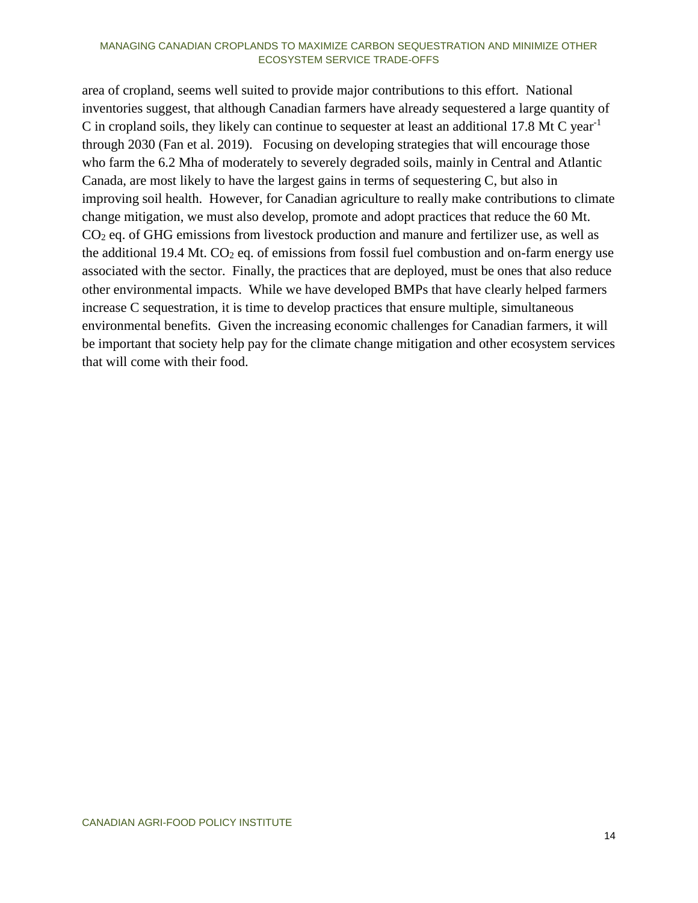area of cropland, seems well suited to provide major contributions to this effort. National inventories suggest, that although Canadian farmers have already sequestered a large quantity of C in cropland soils, they likely can continue to sequester at least an additional 17.8 Mt C $year^{-1}$ through 2030 (Fan et al. 2019). Focusing on developing strategies that will encourage those who farm the 6.2 Mha of moderately to severely degraded soils, mainly in Central and Atlantic Canada, are most likely to have the largest gains in terms of sequestering C, but also in improving soil health. However, for Canadian agriculture to really make contributions to climate change mitigation, we must also develop, promote and adopt practices that reduce the 60 Mt. $CO_2$ eq. of GHG emissions from livestock production and manure and fertilizer use, as well as the additional 19.4 Mt. $CO_2$ eq. of emissions from fossil fuel combustion and on-farm energy use associated with the sector. Finally, the practices that are deployed, must be ones that also reduce other environmental impacts. While we have developed BMPs that have clearly helped farmers increase C sequestration, it is time to develop practices that ensure multiple, simultaneous environmental benefits. Given the increasing economic challenges for Canadian farmers, it will be important that society help pay for the climate change mitigation and other ecosystem services that will come with their food.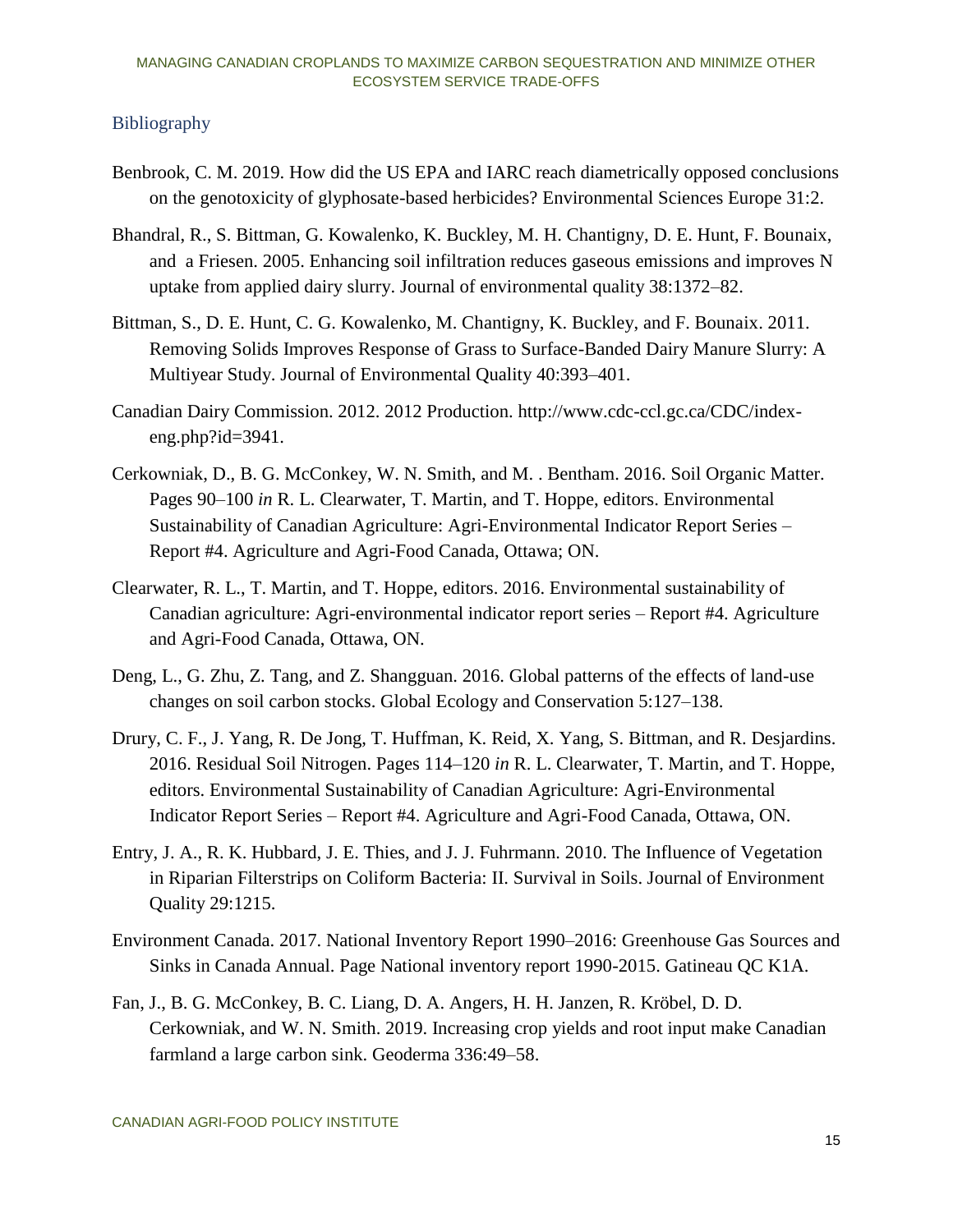## Bibliography

Benbrook, C. M. 2019. How did the US EPA and IARC reach diametrically opposed conclusions on the genotoxicity of glyphosate-based herbicides? Environmental Sciences Europe 31:2.

Bhandral, R., S. Bittman, G. Kowalenko, K. Buckley, M. H. Chantigny, D. E. Hunt, F. Bounaix, and a Friesen. 2005. Enhancing soil infiltration reduces gaseous emissions and improves N uptake from applied dairy slurry. Journal of environmental quality 38:1372–82.

Bittman, S., D. E. Hunt, C. G. Kowalenko, M. Chantigny, K. Buckley, and F. Bounaix. 2011. Removing Solids Improves Response of Grass to Surface-Banded Dairy Manure Slurry: A Multiyear Study. Journal of Environmental Quality 40:393–401.

Canadian Dairy Commission. 2012. 2012 Production. http://www.cdc-ccl.gc.ca/CDC/index-eng.php?id=3941.

Cerkowniak, D., B. G. McConkey, W. N. Smith, and M. . Bentham. 2016. Soil Organic Matter. Pages 90–100 *in* R. L. Clearwater, T. Martin, and T. Hoppe, editors. Environmental Sustainability of Canadian Agriculture: Agri-Environmental Indicator Report Series – Report #4. Agriculture and Agri-Food Canada, Ottawa; ON.

Clearwater, R. L., T. Martin, and T. Hoppe, editors. 2016. Environmental sustainability of Canadian agriculture: Agri-environmental indicator report series – Report #4. Agriculture and Agri-Food Canada, Ottawa, ON.

Deng, L., G. Zhu, Z. Tang, and Z. Shangguan. 2016. Global patterns of the effects of land-use changes on soil carbon stocks. Global Ecology and Conservation 5:127–138.

Drury, C. F., J. Yang, R. De Jong, T. Huffman, K. Reid, X. Yang, S. Bittman, and R. Desjardins. 2016. Residual Soil Nitrogen. Pages 114–120 *in* R. L. Clearwater, T. Martin, and T. Hoppe, editors. Environmental Sustainability of Canadian Agriculture: Agri-Environmental Indicator Report Series – Report #4. Agriculture and Agri-Food Canada, Ottawa, ON.

Entry, J. A., R. K. Hubbard, J. E. Thies, and J. J. Fuhrmann. 2010. The Influence of Vegetation in Riparian Filterstrips on Coliform Bacteria: II. Survival in Soils. Journal of Environment Quality 29:1215.

Environment Canada. 2017. National Inventory Report 1990–2016: Greenhouse Gas Sources and Sinks in Canada Annual. Page National inventory report 1990-2015. Gatineau QC K1A.

Fan, J., B. G. McConkey, B. C. Liang, D. A. Angers, H. H. Janzen, R. Kröbel, D. D. Cerkowniak, and W. N. Smith. 2019. Increasing crop yields and root input make Canadian farmland a large carbon sink. Geoderma 336:49–58.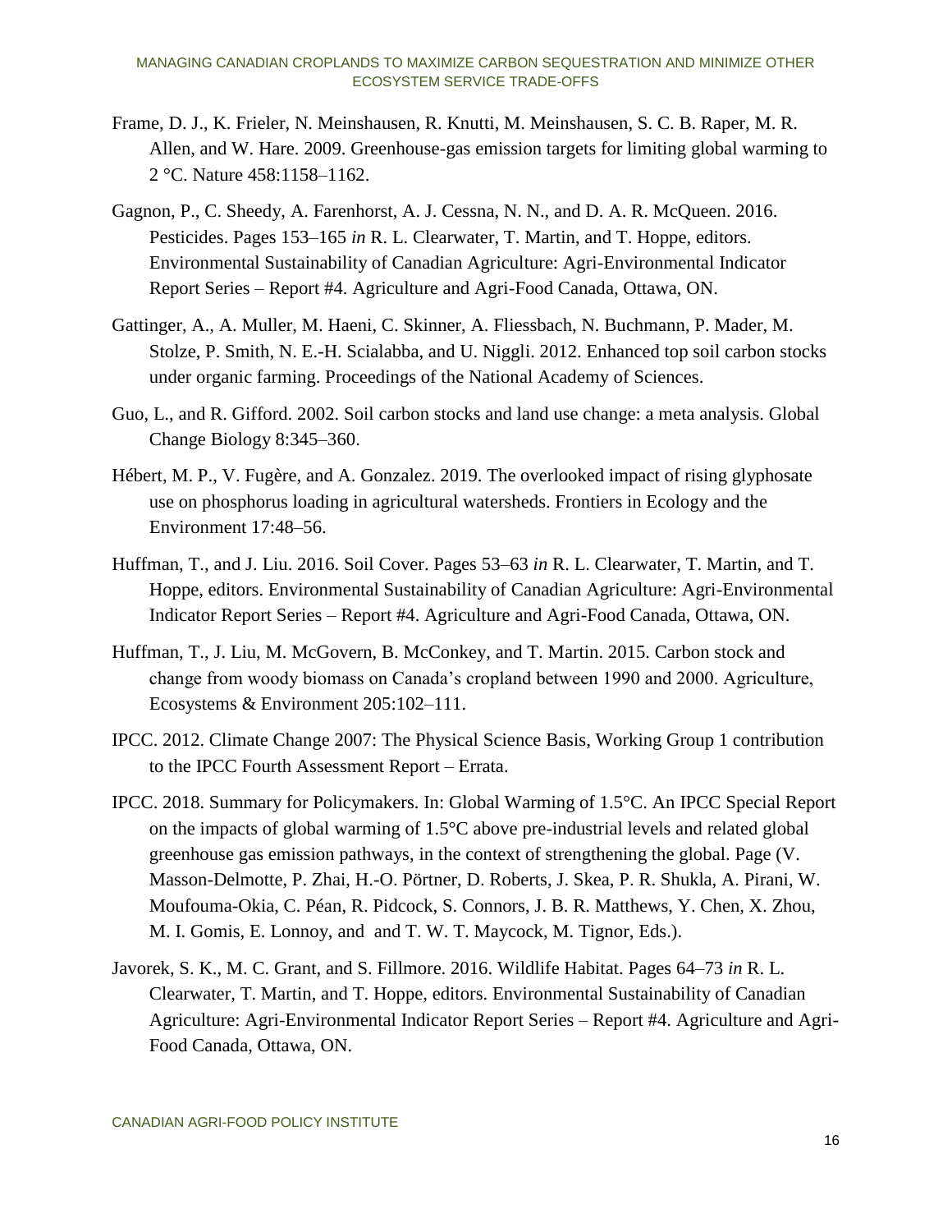Frame, D. J., K. Frieler, N. Meinshausen, R. Knutti, M. Meinshausen, S. C. B. Raper, M. R. Allen, and W. Hare. 2009. Greenhouse-gas emission targets for limiting global warming to 2 °C. Nature 458:1158–1162.

Gagnon, P., C. Sheedy, A. Farenhorst, A. J. Cessna, N. N., and D. A. R. McQueen. 2016. Pesticides. Pages 153–165 *in* R. L. Clearwater, T. Martin, and T. Hoppe, editors. Environmental Sustainability of Canadian Agriculture: Agri-Environmental Indicator Report Series – Report #4. Agriculture and Agri-Food Canada, Ottawa, ON.

Gattinger, A., A. Muller, M. Haeni, C. Skinner, A. Fliessbach, N. Buchmann, P. Mader, M. Stolze, P. Smith, N. E.-H. Scialabba, and U. Niggli. 2012. Enhanced top soil carbon stocks under organic farming. Proceedings of the National Academy of Sciences.

Guo, L., and R. Gifford. 2002. Soil carbon stocks and land use change: a meta analysis. Global Change Biology 8:345–360.

Hébert, M. P., V. Fugère, and A. Gonzalez. 2019. The overlooked impact of rising glyphosate use on phosphorus loading in agricultural watersheds. Frontiers in Ecology and the Environment 17:48–56.

Huffman, T., and J. Liu. 2016. Soil Cover. Pages 53–63 *in* R. L. Clearwater, T. Martin, and T. Hoppe, editors. Environmental Sustainability of Canadian Agriculture: Agri-Environmental Indicator Report Series – Report #4. Agriculture and Agri-Food Canada, Ottawa, ON.

Huffman, T., J. Liu, M. McGovern, B. McConkey, and T. Martin. 2015. Carbon stock and change from woody biomass on Canada's cropland between 1990 and 2000. Agriculture, Ecosystems & Environment 205:102–111.

IPCC. 2012. Climate Change 2007: The Physical Science Basis, Working Group 1 contribution to the IPCC Fourth Assessment Report – Errata.

IPCC. 2018. Summary for Policymakers. In: Global Warming of 1.5°C. An IPCC Special Report on the impacts of global warming of 1.5°C above pre-industrial levels and related global greenhouse gas emission pathways, in the context of strengthening the global. Page (V. Masson-Delmotte, P. Zhai, H.-O. Pörtner, D. Roberts, J. Skea, P. R. Shukla, A. Pirani, W. Moufouma-Okia, C. Péan, R. Pidcock, S. Connors, J. B. R. Matthews, Y. Chen, X. Zhou, M. I. Gomis, E. Lonnoy, and and T. W. T. Maycock, M. Tignor, Eds.).

Javorek, S. K., M. C. Grant, and S. Fillmore. 2016. Wildlife Habitat. Pages 64–73 *in* R. L. Clearwater, T. Martin, and T. Hoppe, editors. Environmental Sustainability of Canadian Agriculture: Agri-Environmental Indicator Report Series – Report #4. Agriculture and Agri-Food Canada, Ottawa, ON.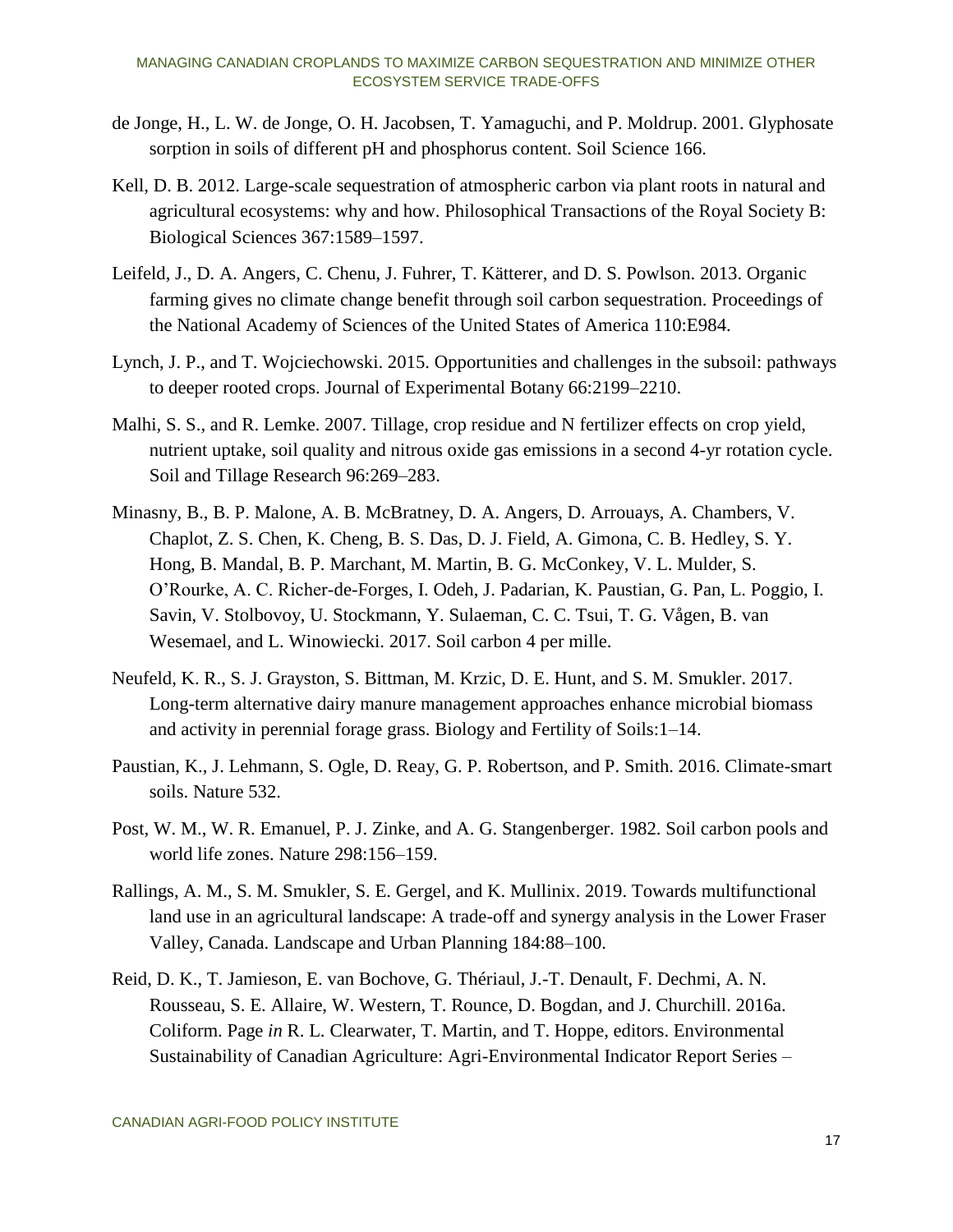de Jonge, H., L. W. de Jonge, O. H. Jacobsen, T. Yamaguchi, and P. Moldrup. 2001. Glyphosate sorption in soils of different pH and phosphorus content. Soil Science 166.

Kell, D. B. 2012. Large-scale sequestration of atmospheric carbon via plant roots in natural and agricultural ecosystems: why and how. Philosophical Transactions of the Royal Society B: Biological Sciences 367:1589–1597.

Leifeld, J., D. A. Angers, C. Chenu, J. Fuhrer, T. Kätterer, and D. S. Powlson. 2013. Organic farming gives no climate change benefit through soil carbon sequestration. Proceedings of the National Academy of Sciences of the United States of America 110:E984.

Lynch, J. P., and T. Wojciechowski. 2015. Opportunities and challenges in the subsoil: pathways to deeper rooted crops. Journal of Experimental Botany 66:2199–2210.

Malhi, S. S., and R. Lemke. 2007. Tillage, crop residue and N fertilizer effects on crop yield, nutrient uptake, soil quality and nitrous oxide gas emissions in a second 4-yr rotation cycle. Soil and Tillage Research 96:269–283.

Minasny, B., B. P. Malone, A. B. McBratney, D. A. Angers, D. Arrouays, A. Chambers, V. Chaplot, Z. S. Chen, K. Cheng, B. S. Das, D. J. Field, A. Gimona, C. B. Hedley, S. Y. Hong, B. Mandal, B. P. Marchant, M. Martin, B. G. McConkey, V. L. Mulder, S. O'Rourke, A. C. Richer-de-Forges, I. Odeh, J. Padarian, K. Paustian, G. Pan, L. Poggio, I. Savin, V. Stolbovoy, U. Stockmann, Y. Sulaeman, C. C. Tsui, T. G. Vågen, B. van Wesemael, and L. Winowiecki. 2017. Soil carbon 4 per mille.

Neufeld, K. R., S. J. Grayston, S. Bittman, M. Krzic, D. E. Hunt, and S. M. Smukler. 2017. Long-term alternative dairy manure management approaches enhance microbial biomass and activity in perennial forage grass. Biology and Fertility of Soils:1–14.

Paustian, K., J. Lehmann, S. Ogle, D. Reay, G. P. Robertson, and P. Smith. 2016. Climate-smart soils. Nature 532.

Post, W. M., W. R. Emanuel, P. J. Zinke, and A. G. Stangenberger. 1982. Soil carbon pools and world life zones. Nature 298:156–159.

Rallings, A. M., S. M. Smukler, S. E. Gergel, and K. Mullinix. 2019. Towards multifunctional land use in an agricultural landscape: A trade-off and synergy analysis in the Lower Fraser Valley, Canada. Landscape and Urban Planning 184:88–100.

Reid, D. K., T. Jamieson, E. van Bochove, G. Thériaul, J.-T. Denault, F. Dechmi, A. N. Rousseau, S. E. Allaire, W. Western, T. Rounce, D. Bogdan, and J. Churchill. 2016a. Coliform. Page *in* R. L. Clearwater, T. Martin, and T. Hoppe, editors. Environmental Sustainability of Canadian Agriculture: Agri-Environmental Indicator Report Series –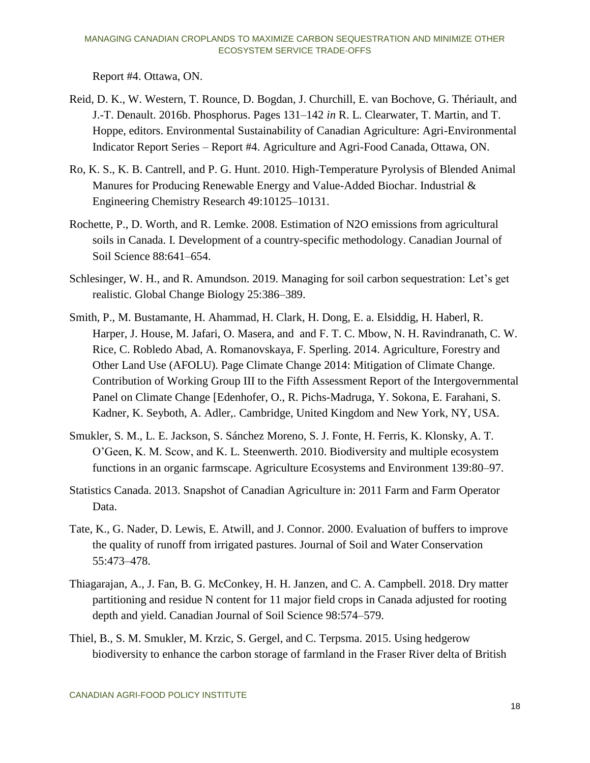Report #4. Ottawa, ON.

Reid, D. K., W. Western, T. Rounce, D. Bogdan, J. Churchill, E. van Bochove, G. Thériault, and J.-T. Denault. 2016b. Phosphorus. Pages 131–142 *in* R. L. Clearwater, T. Martin, and T. Hoppe, editors. Environmental Sustainability of Canadian Agriculture: Agri-Environmental Indicator Report Series – Report #4. Agriculture and Agri-Food Canada, Ottawa, ON.

Ro, K. S., K. B. Cantrell, and P. G. Hunt. 2010. High-Temperature Pyrolysis of Blended Animal Manures for Producing Renewable Energy and Value-Added Biochar. Industrial & Engineering Chemistry Research 49:10125–10131.

Rochette, P., D. Worth, and R. Lemke. 2008. Estimation of N2O emissions from agricultural soils in Canada. I. Development of a country-specific methodology. Canadian Journal of Soil Science 88:641–654.

Schlesinger, W. H., and R. Amundson. 2019. Managing for soil carbon sequestration: Let's get realistic. Global Change Biology 25:386–389.

Smith, P., M. Bustamante, H. Ahammad, H. Clark, H. Dong, E. a. Elsiddig, H. Haberl, R. Harper, J. House, M. Jafari, O. Masera, and and F. T. C. Mbow, N. H. Ravindranath, C. W. Rice, C. Robledo Abad, A. Romanovskaya, F. Sperling. 2014. Agriculture, Forestry and Other Land Use (AFOLU). Page Climate Change 2014: Mitigation of Climate Change. Contribution of Working Group III to the Fifth Assessment Report of the Intergovernmental Panel on Climate Change [Edenhofer, O., R. Pichs-Madruga, Y. Sokona, E. Farahani, S. Kadner, K. Seyboth, A. Adler,. Cambridge, United Kingdom and New York, NY, USA.

Smukler, S. M., L. E. Jackson, S. Sánchez Moreno, S. J. Fonte, H. Ferris, K. Klonsky, A. T. O'Geen, K. M. Scow, and K. L. Steenwerth. 2010. Biodiversity and multiple ecosystem functions in an organic farmscape. Agriculture Ecosystems and Environment 139:80–97.

Statistics Canada. 2013. Snapshot of Canadian Agriculture in: 2011 Farm and Farm Operator Data.

Tate, K., G. Nader, D. Lewis, E. Atwill, and J. Connor. 2000. Evaluation of buffers to improve the quality of runoff from irrigated pastures. Journal of Soil and Water Conservation 55:473–478.

Thiagarajan, A., J. Fan, B. G. McConkey, H. H. Janzen, and C. A. Campbell. 2018. Dry matter partitioning and residue N content for 11 major field crops in Canada adjusted for rooting depth and yield. Canadian Journal of Soil Science 98:574–579.

Thiel, B., S. M. Smukler, M. Krzic, S. Gergel, and C. Terpsma. 2015. Using hedgerow biodiversity to enhance the carbon storage of farmland in the Fraser River delta of British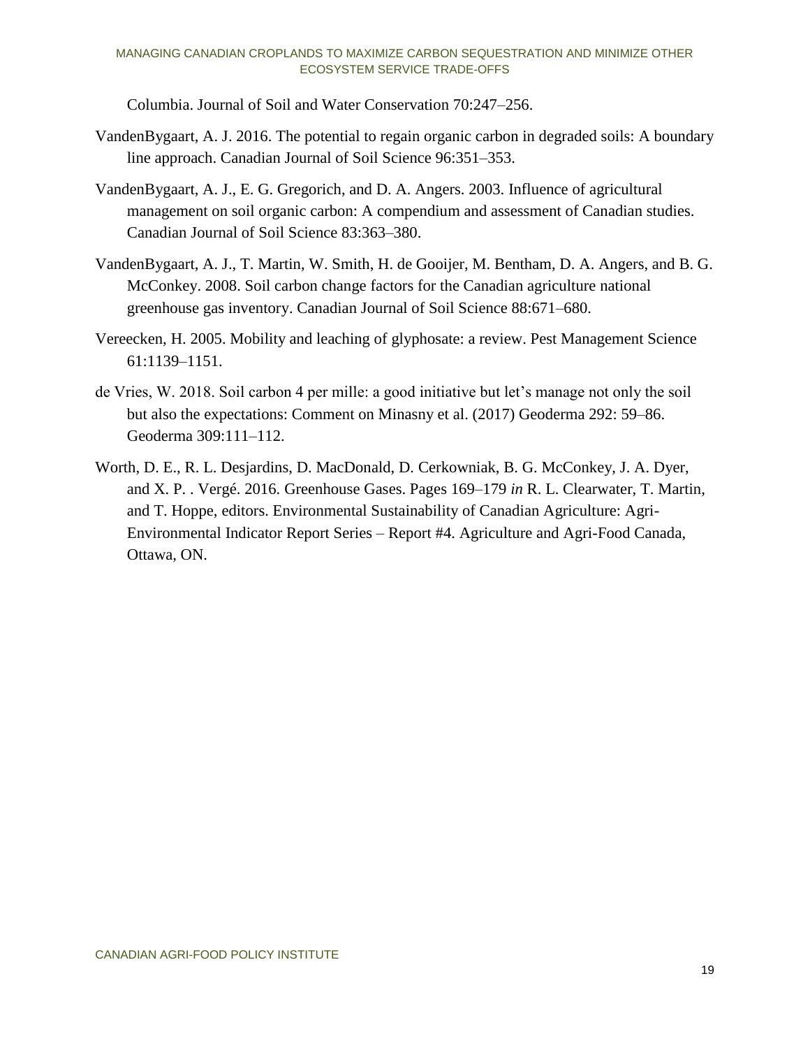Columbia. Journal of Soil and Water Conservation 70:247–256.

VandenBygaart, A. J. 2016. The potential to regain organic carbon in degraded soils: A boundary line approach. Canadian Journal of Soil Science 96:351–353.

VandenBygaart, A. J., E. G. Gregorich, and D. A. Angers. 2003. Influence of agricultural management on soil organic carbon: A compendium and assessment of Canadian studies. Canadian Journal of Soil Science 83:363–380.

VandenBygaart, A. J., T. Martin, W. Smith, H. de Gooijer, M. Bentham, D. A. Angers, and B. G. McConkey. 2008. Soil carbon change factors for the Canadian agriculture national greenhouse gas inventory. Canadian Journal of Soil Science 88:671–680.

Vereecken, H. 2005. Mobility and leaching of glyphosate: a review. Pest Management Science 61:1139–1151.

de Vries, W. 2018. Soil carbon 4 per mille: a good initiative but let's manage not only the soil but also the expectations: Comment on Minasny et al. (2017) Geoderma 292: 59–86. Geoderma 309:111–112.

Worth, D. E., R. L. Desjardins, D. MacDonald, D. Cerkowniak, B. G. McConkey, J. A. Dyer, and X. P. . Vergé. 2016. Greenhouse Gases. Pages 169–179 *in* R. L. Clearwater, T. Martin, and T. Hoppe, editors. Environmental Sustainability of Canadian Agriculture: Agri-Environmental Indicator Report Series – Report #4. Agriculture and Agri-Food Canada, Ottawa, ON.